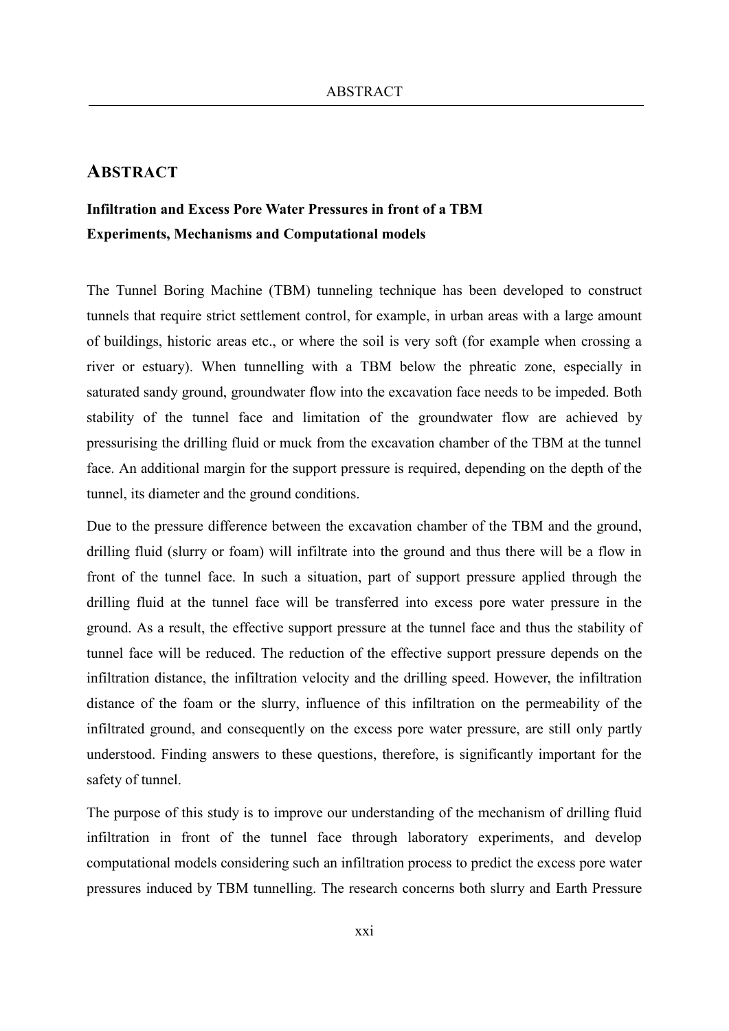## Abstract

**Infiltration and Excess Pore Water Pressures in front of a TBM**
**Experiments, Mechanisms and Computational models**

The Tunnel Boring Machine (TBM) tunneling technique has been developed to construct tunnels that require strict settlement control, for example, in urban areas with a large amount of buildings, historic areas etc., or where the soil is very soft (for example when crossing a river or estuary). When tunnelling with a TBM below the phreatic zone, especially in saturated sandy ground, groundwater flow into the excavation face needs to be impeded. Both stability of the tunnel face and limitation of the groundwater flow are achieved by pressurising the drilling fluid or muck from the excavation chamber of the TBM at the tunnel face. An additional margin for the support pressure is required, depending on the depth of the tunnel, its diameter and the ground conditions.

Due to the pressure difference between the excavation chamber of the TBM and the ground, drilling fluid (slurry or foam) will infiltrate into the ground and thus there will be a flow in front of the tunnel face. In such a situation, part of support pressure applied through the drilling fluid at the tunnel face will be transferred into excess pore water pressure in the ground. As a result, the effective support pressure at the tunnel face and thus the stability of tunnel face will be reduced. The reduction of the effective support pressure depends on the infiltration distance, the infiltration velocity and the drilling speed. However, the infiltration distance of the foam or the slurry, influence of this infiltration on the permeability of the infiltrated ground, and consequently on the excess pore water pressure, are still only partly understood. Finding answers to these questions, therefore, is significantly important for the safety of tunnel.

The purpose of this study is to improve our understanding of the mechanism of drilling fluid infiltration in front of the tunnel face through laboratory experiments, and develop computational models considering such an infiltration process to predict the excess pore water pressures induced by TBM tunnelling. The research concerns both slurry and Earth Pressure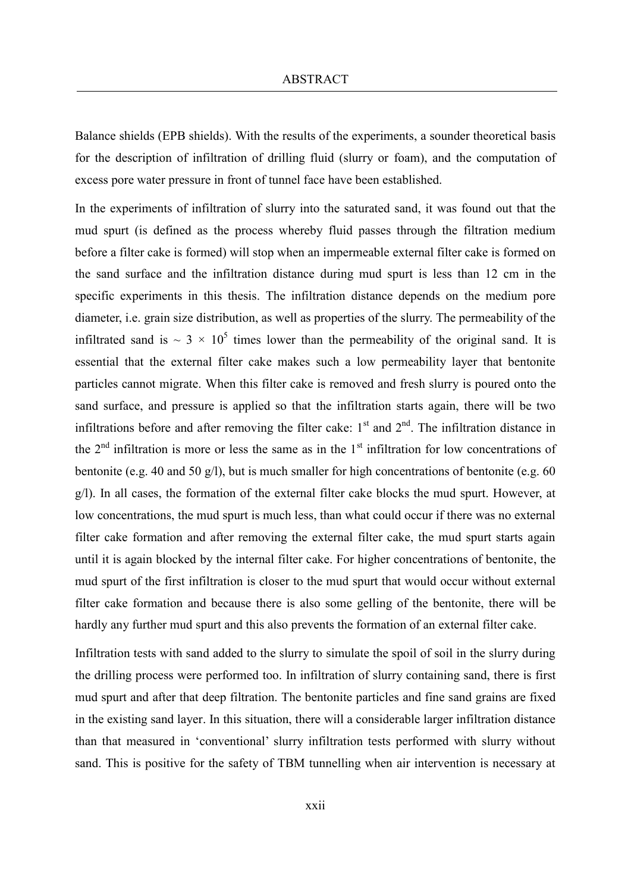Balance shields (EPB shields). With the results of the experiments, a sounder theoretical basis for the description of infiltration of drilling fluid (slurry or foam), and the computation of excess pore water pressure in front of tunnel face have been established.

In the experiments of infiltration of slurry into the saturated sand, it was found out that the mud spurt (is defined as the process whereby fluid passes through the filtration medium before a filter cake is formed) will stop when an impermeable external filter cake is formed on the sand surface and the infiltration distance during mud spurt is less than 12 cm in the specific experiments in this thesis. The infiltration distance depends on the medium pore diameter, i.e. grain size distribution, as well as properties of the slurry. The permeability of the infiltrated sand is $\sim 3 \times 10^5$ times lower than the permeability of the original sand. It is essential that the external filter cake makes such a low permeability layer that bentonite particles cannot migrate. When this filter cake is removed and fresh slurry is poured onto the sand surface, and pressure is applied so that the infiltration starts again, there will be two infiltrations before and after removing the filter cake: 1st and 2nd. The infiltration distance in the 2nd infiltration is more or less the same as in the 1st infiltration for low concentrations of bentonite (e.g. 40 and 50 g/l), but is much smaller for high concentrations of bentonite (e.g. 60 g/l). In all cases, the formation of the external filter cake blocks the mud spurt. However, at low concentrations, the mud spurt is much less, than what could occur if there was no external filter cake formation and after removing the external filter cake, the mud spurt starts again until it is again blocked by the internal filter cake. For higher concentrations of bentonite, the mud spurt of the first infiltration is closer to the mud spurt that would occur without external filter cake formation and because there is also some gelling of the bentonite, there will be hardly any further mud spurt and this also prevents the formation of an external filter cake.

Infiltration tests with sand added to the slurry to simulate the spoil of soil in the slurry during the drilling process were performed too. In infiltration of slurry containing sand, there is first mud spurt and after that deep filtration. The bentonite particles and fine sand grains are fixed in the existing sand layer. In this situation, there will a considerable larger infiltration distance than that measured in 'conventional' slurry infiltration tests performed with slurry without sand. This is positive for the safety of TBM tunnelling when air intervention is necessary at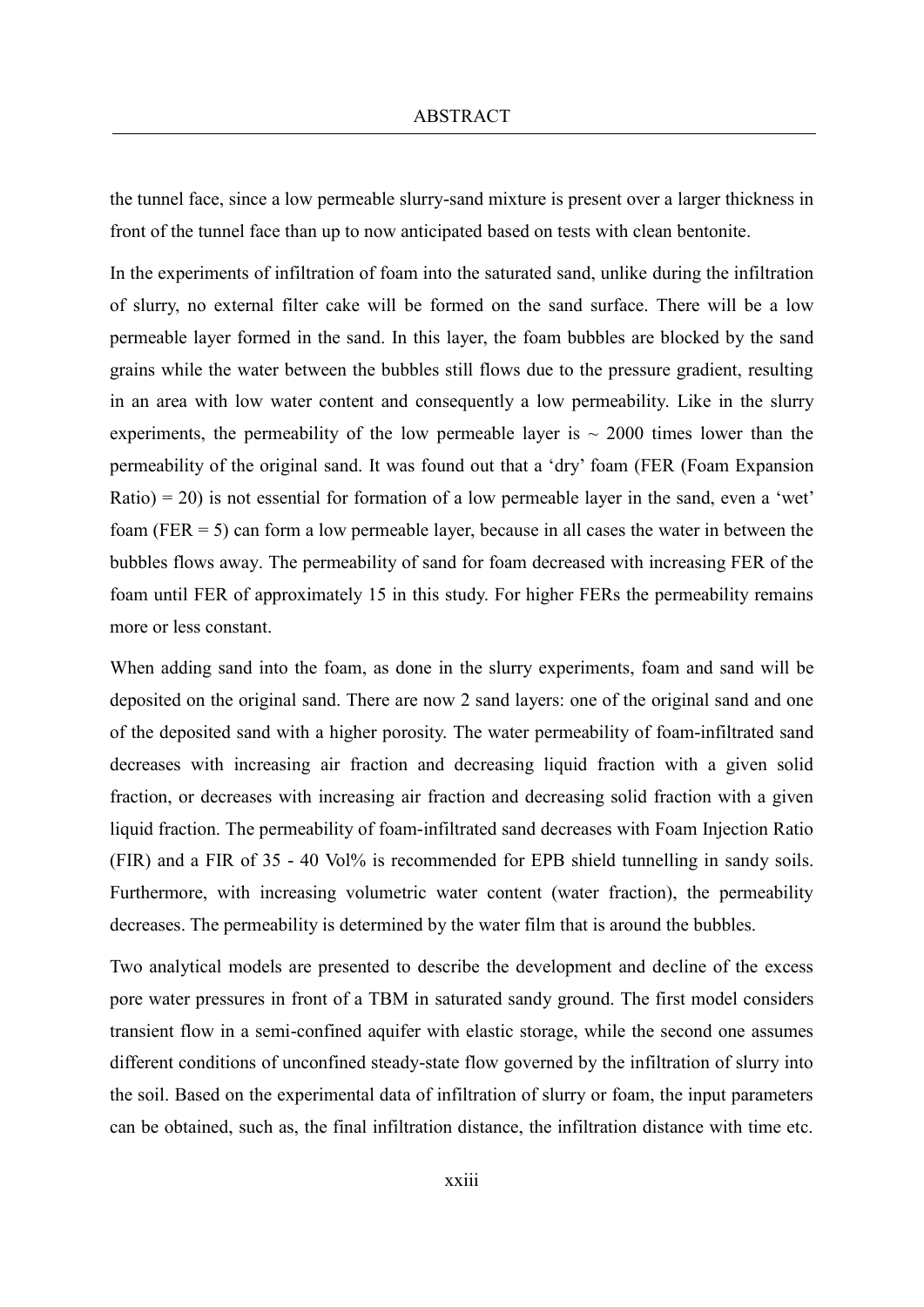the tunnel face, since a low permeable slurry-sand mixture is present over a larger thickness in front of the tunnel face than up to now anticipated based on tests with clean bentonite.

In the experiments of infiltration of foam into the saturated sand, unlike during the infiltration of slurry, no external filter cake will be formed on the sand surface. There will be a low permeable layer formed in the sand. In this layer, the foam bubbles are blocked by the sand grains while the water between the bubbles still flows due to the pressure gradient, resulting in an area with low water content and consequently a low permeability. Like in the slurry experiments, the permeability of the low permeable layer is ~ 2000 times lower than the permeability of the original sand. It was found out that a 'dry' foam (FER (Foam Expansion Ratio) = 20) is not essential for formation of a low permeable layer in the sand, even a 'wet' foam (FER = 5) can form a low permeable layer, because in all cases the water in between the bubbles flows away. The permeability of sand for foam decreased with increasing FER of the foam until FER of approximately 15 in this study. For higher FERs the permeability remains more or less constant.

When adding sand into the foam, as done in the slurry experiments, foam and sand will be deposited on the original sand. There are now 2 sand layers: one of the original sand and one of the deposited sand with a higher porosity. The water permeability of foam-infiltrated sand decreases with increasing air fraction and decreasing liquid fraction with a given solid fraction, or decreases with increasing air fraction and decreasing solid fraction with a given liquid fraction. The permeability of foam-infiltrated sand decreases with Foam Injection Ratio (FIR) and a FIR of 35 - 40 Vol% is recommended for EPB shield tunnelling in sandy soils. Furthermore, with increasing volumetric water content (water fraction), the permeability decreases. The permeability is determined by the water film that is around the bubbles.

Two analytical models are presented to describe the development and decline of the excess pore water pressures in front of a TBM in saturated sandy ground. The first model considers transient flow in a semi-confined aquifer with elastic storage, while the second one assumes different conditions of unconfined steady-state flow governed by the infiltration of slurry into the soil. Based on the experimental data of infiltration of slurry or foam, the input parameters can be obtained, such as, the final infiltration distance, the infiltration distance with time etc.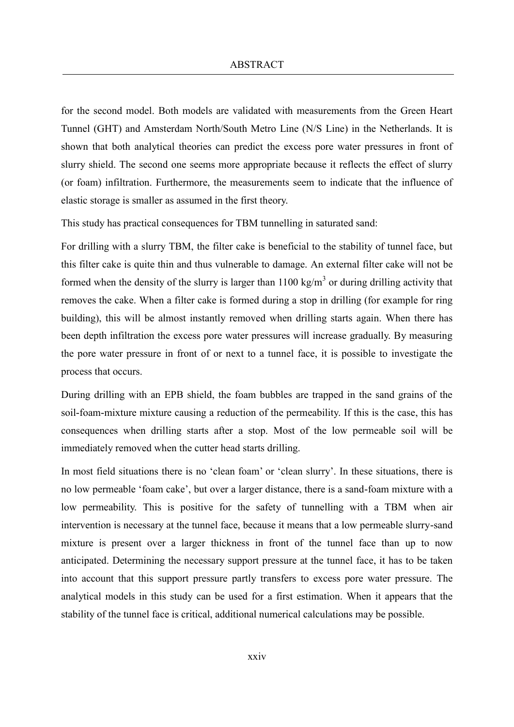for the second model. Both models are validated with measurements from the Green Heart Tunnel (GHT) and Amsterdam North/South Metro Line (N/S Line) in the Netherlands. It is shown that both analytical theories can predict the excess pore water pressures in front of slurry shield. The second one seems more appropriate because it reflects the effect of slurry (or foam) infiltration. Furthermore, the measurements seem to indicate that the influence of elastic storage is smaller as assumed in the first theory.

This study has practical consequences for TBM tunnelling in saturated sand:

For drilling with a slurry TBM, the filter cake is beneficial to the stability of tunnel face, but this filter cake is quite thin and thus vulnerable to damage. An external filter cake will not be formed when the density of the slurry is larger than 1100 kg/m$^3$ or during drilling activity that removes the cake. When a filter cake is formed during a stop in drilling (for example for ring building), this will be almost instantly removed when drilling starts again. When there has been depth infiltration the excess pore water pressures will increase gradually. By measuring the pore water pressure in front of or next to a tunnel face, it is possible to investigate the process that occurs.

During drilling with an EPB shield, the foam bubbles are trapped in the sand grains of the soil-foam-mixture mixture causing a reduction of the permeability. If this is the case, this has consequences when drilling starts after a stop. Most of the low permeable soil will be immediately removed when the cutter head starts drilling.

In most field situations there is no 'clean foam' or 'clean slurry'. In these situations, there is no low permeable 'foam cake', but over a larger distance, there is a sand-foam mixture with a low permeability. This is positive for the safety of tunnelling with a TBM when air intervention is necessary at the tunnel face, because it means that a low permeable slurry-sand mixture is present over a larger thickness in front of the tunnel face than up to now anticipated. Determining the necessary support pressure at the tunnel face, it has to be taken into account that this support pressure partly transfers to excess pore water pressure. The analytical models in this study can be used for a first estimation. When it appears that the stability of the tunnel face is critical, additional numerical calculations may be possible.